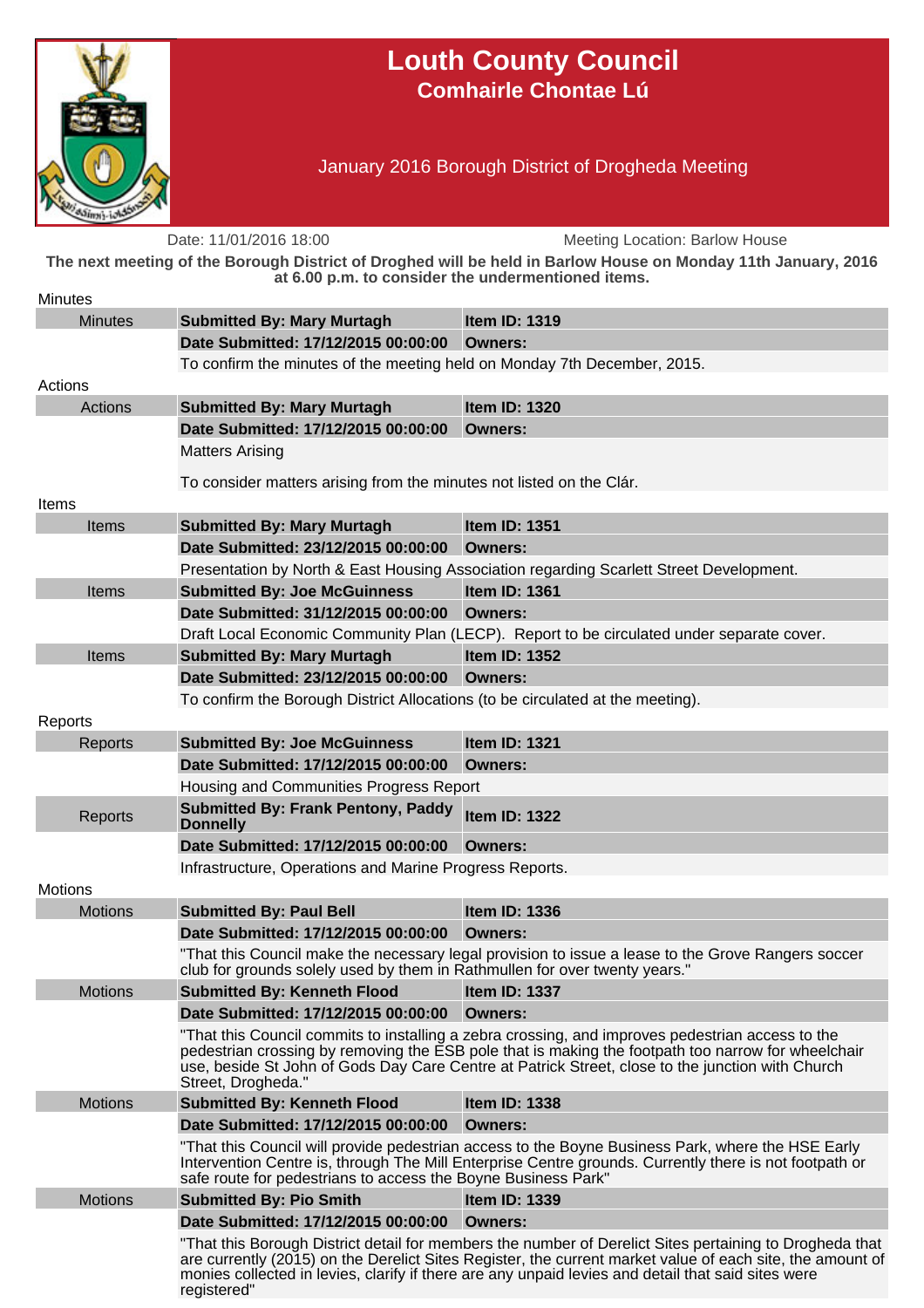# Louth County Council
## Comhairle Chontae Lú

January 2016 Borough District of Drogheda Meeting

Date: 11/01/2016 18:00 — Meeting Location: Barlow House

**The next meeting of the Borough District of Droghed will be held in Barlow House on Monday 11th January, 2016 at 6.00 p.m. to consider the undermentioned items.**

### Minutes

| | | |
|---|---|---|
| Minutes | **Submitted By: Mary Murtagh** | **Item ID: 1319** |
| | **Date Submitted: 17/12/2015 00:00:00** | **Owners:** |
| | To confirm the minutes of the meeting held on Monday 7th December, 2015. | |

### Actions

| | | |
|---|---|---|
| Actions | **Submitted By: Mary Murtagh** | **Item ID: 1320** |
| | **Date Submitted: 17/12/2015 00:00:00** | **Owners:** |
| | Matters Arising<br><br>To consider matters arising from the minutes not listed on the Clár. | |

### Items

| | | |
|---|---|---|
| Items | **Submitted By: Mary Murtagh** | **Item ID: 1351** |
| | **Date Submitted: 23/12/2015 00:00:00** | **Owners:** |
| | Presentation by North & East Housing Association regarding Scarlett Street Development. | |
| Items | **Submitted By: Joe McGuinness** | **Item ID: 1361** |
| | **Date Submitted: 31/12/2015 00:00:00** | **Owners:** |
| | Draft Local Economic Community Plan (LECP). Report to be circulated under separate cover. | |
| Items | **Submitted By: Mary Murtagh** | **Item ID: 1352** |
| | **Date Submitted: 23/12/2015 00:00:00** | **Owners:** |
| | To confirm the Borough District Allocations (to be circulated at the meeting). | |

### Reports

| | | |
|---|---|---|
| Reports | **Submitted By: Joe McGuinness** | **Item ID: 1321** |
| | **Date Submitted: 17/12/2015 00:00:00** | **Owners:** |
| | Housing and Communities Progress Report | |
| Reports | **Submitted By: Frank Pentony, Paddy Donnelly** | **Item ID: 1322** |
| | **Date Submitted: 17/12/2015 00:00:00** | **Owners:** |
| | Infrastructure, Operations and Marine Progress Reports. | |

### Motions

| | | |
|---|---|---|
| Motions | **Submitted By: Paul Bell** | **Item ID: 1336** |
| | **Date Submitted: 17/12/2015 00:00:00** | **Owners:** |
| | "That this Council make the necessary legal provision to issue a lease to the Grove Rangers soccer club for grounds solely used by them in Rathmullen for over twenty years." | |
| Motions | **Submitted By: Kenneth Flood** | **Item ID: 1337** |
| | **Date Submitted: 17/12/2015 00:00:00** | **Owners:** |
| | "That this Council commits to installing a zebra crossing, and improves pedestrian access to the pedestrian crossing by removing the ESB pole that is making the footpath too narrow for wheelchair use, beside St John of Gods Day Care Centre at Patrick Street, close to the junction with Church Street, Drogheda." | |
| Motions | **Submitted By: Kenneth Flood** | **Item ID: 1338** |
| | **Date Submitted: 17/12/2015 00:00:00** | **Owners:** |
| | "That this Council will provide pedestrian access to the Boyne Business Park, where the HSE Early Intervention Centre is, through The Mill Enterprise Centre grounds. Currently there is not footpath or safe route for pedestrians to access the Boyne Business Park" | |
| Motions | **Submitted By: Pio Smith** | **Item ID: 1339** |
| | **Date Submitted: 17/12/2015 00:00:00** | **Owners:** |
| | "That this Borough District detail for members the number of Derelict Sites pertaining to Drogheda that are currently (2015) on the Derelict Sites Register, the current market value of each site, the amount of monies collected in levies, clarify if there are any unpaid levies and detail that said sites were registered" | |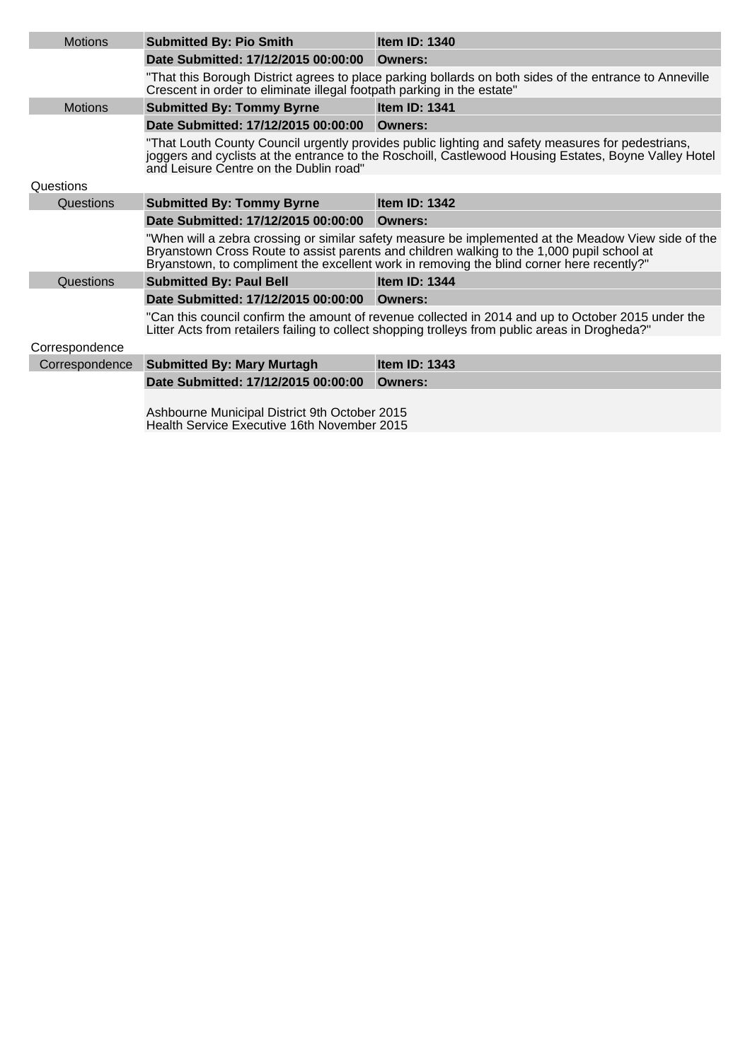| | | |
|---|---|---|
| Motions | **Submitted By: Pio Smith** | **Item ID: 1340** |
| | **Date Submitted: 17/12/2015 00:00:00** | **Owners:** |
| | "That this Borough District agrees to place parking bollards on both sides of the entrance to Anneville Crescent in order to eliminate illegal footpath parking in the estate" | |
| Motions | **Submitted By: Tommy Byrne** | **Item ID: 1341** |
| | **Date Submitted: 17/12/2015 00:00:00** | **Owners:** |
| | "That Louth County Council urgently provides public lighting and safety measures for pedestrians, joggers and cyclists at the entrance to the Roschoill, Castlewood Housing Estates, Boyne Valley Hotel and Leisure Centre on the Dublin road" | |

Questions

| | | |
|---|---|---|
| Questions | **Submitted By: Tommy Byrne** | **Item ID: 1342** |
| | **Date Submitted: 17/12/2015 00:00:00** | **Owners:** |
| | "When will a zebra crossing or similar safety measure be implemented at the Meadow View side of the Bryanstown Cross Route to assist parents and children walking to the 1,000 pupil school at Bryanstown, to compliment the excellent work in removing the blind corner here recently?" | |
| Questions | **Submitted By: Paul Bell** | **Item ID: 1344** |
| | **Date Submitted: 17/12/2015 00:00:00** | **Owners:** |
| | "Can this council confirm the amount of revenue collected in 2014 and up to October 2015 under the Litter Acts from retailers failing to collect shopping trolleys from public areas in Drogheda?" | |

Correspondence

| | | |
|---|---|---|
| Correspondence | **Submitted By: Mary Murtagh** | **Item ID: 1343** |
| | **Date Submitted: 17/12/2015 00:00:00** | **Owners:** |
| | Ashbourne Municipal District 9th October 2015<br>Health Service Executive 16th November 2015 | |